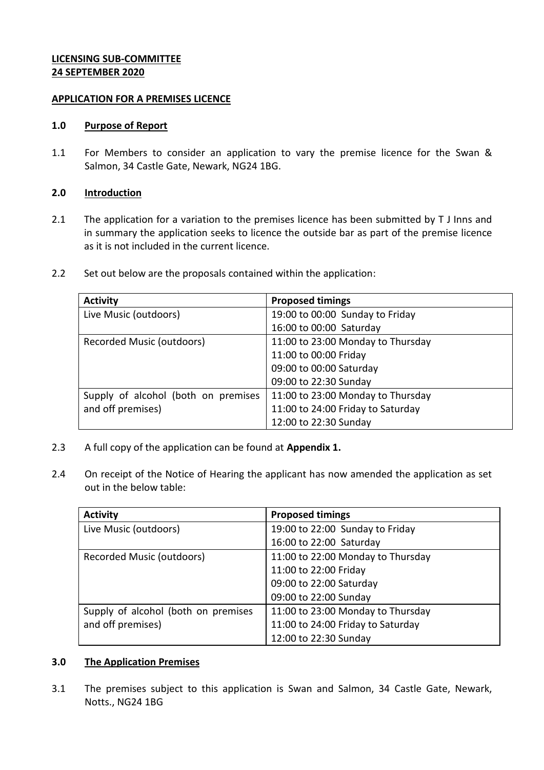**LICENSING SUB-COMMITTEE**
**24 SEPTEMBER 2020**

**APPLICATION FOR A PREMISES LICENCE**

## 1.0 Purpose of Report

1.1 For Members to consider an application to vary the premise licence for the Swan & Salmon, 34 Castle Gate, Newark, NG24 1BG.

## 2.0 Introduction

2.1 The application for a variation to the premises licence has been submitted by T J Inns and in summary the application seeks to licence the outside bar as part of the premise licence as it is not included in the current licence.

2.2 Set out below are the proposals contained within the application:

| Activity | Proposed timings |
|---|---|
| Live Music (outdoors) | 19:00 to 00:00 Sunday to Friday<br>16:00 to 00:00 Saturday |
| Recorded Music (outdoors) | 11:00 to 23:00 Monday to Thursday<br>11:00 to 00:00 Friday<br>09:00 to 00:00 Saturday<br>09:00 to 22:30 Sunday |
| Supply of alcohol (both on premises and off premises) | 11:00 to 23:00 Monday to Thursday<br>11:00 to 24:00 Friday to Saturday<br>12:00 to 22:30 Sunday |

2.3 A full copy of the application can be found at **Appendix 1.**

2.4 On receipt of the Notice of Hearing the applicant has now amended the application as set out in the below table:

| Activity | Proposed timings |
|---|---|
| Live Music (outdoors) | 19:00 to 22:00 Sunday to Friday<br>16:00 to 22:00 Saturday |
| Recorded Music (outdoors) | 11:00 to 22:00 Monday to Thursday<br>11:00 to 22:00 Friday<br>09:00 to 22:00 Saturday<br>09:00 to 22:00 Sunday |
| Supply of alcohol (both on premises and off premises) | 11:00 to 23:00 Monday to Thursday<br>11:00 to 24:00 Friday to Saturday<br>12:00 to 22:30 Sunday |

## 3.0 The Application Premises

3.1 The premises subject to this application is Swan and Salmon, 34 Castle Gate, Newark, Notts., NG24 1BG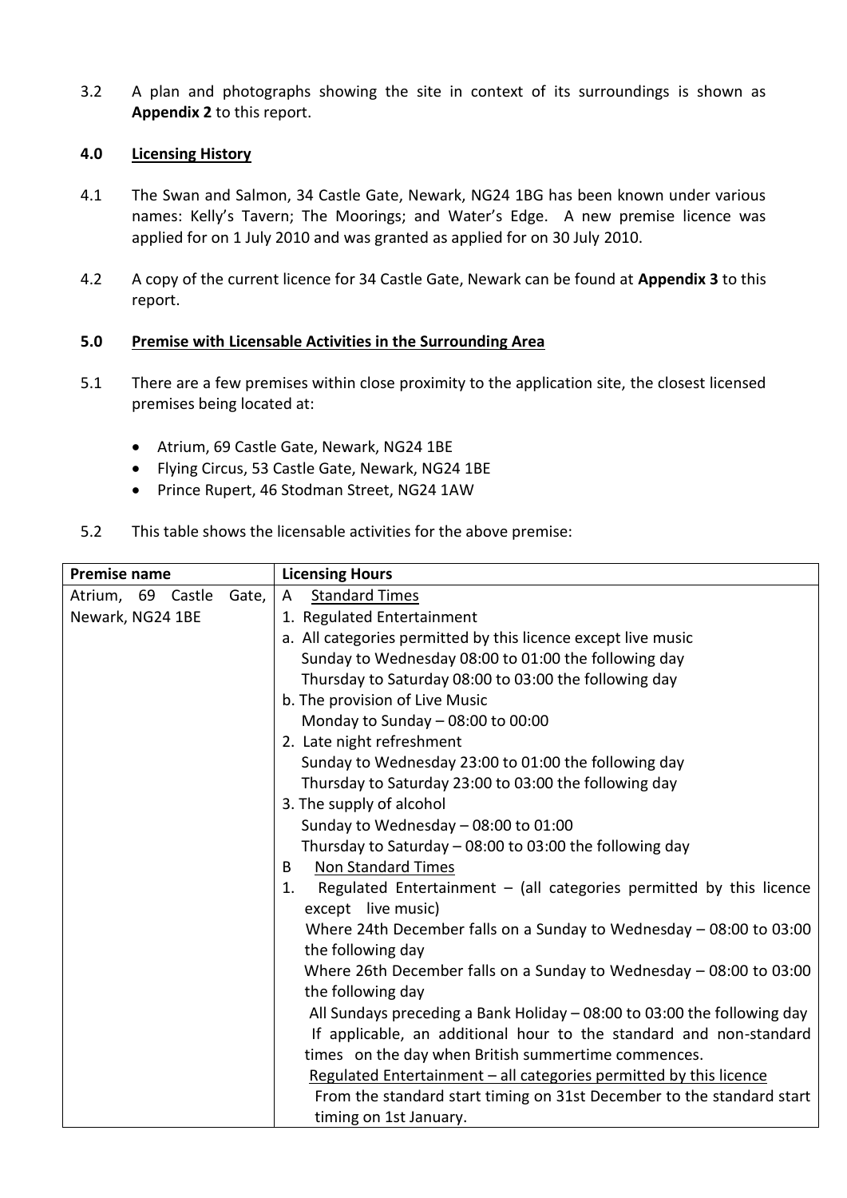3.2 A plan and photographs showing the site in context of its surroundings is shown as **Appendix 2** to this report.

## 4.0 Licensing History

4.1 The Swan and Salmon, 34 Castle Gate, Newark, NG24 1BG has been known under various names: Kelly's Tavern; The Moorings; and Water's Edge. A new premise licence was applied for on 1 July 2010 and was granted as applied for on 30 July 2010.

4.2 A copy of the current licence for 34 Castle Gate, Newark can be found at **Appendix 3** to this report.

## 5.0 Premise with Licensable Activities in the Surrounding Area

5.1 There are a few premises within close proximity to the application site, the closest licensed premises being located at:

- Atrium, 69 Castle Gate, Newark, NG24 1BE
- Flying Circus, 53 Castle Gate, Newark, NG24 1BE
- Prince Rupert, 46 Stodman Street, NG24 1AW

5.2 This table shows the licensable activities for the above premise:

| Premise name | Licensing Hours |
|---|---|
| Atrium, 69 Castle Gate, Newark, NG24 1BE | A Standard Times<br>1. Regulated Entertainment<br>a. All categories permitted by this licence except live music<br>Sunday to Wednesday 08:00 to 01:00 the following day<br>Thursday to Saturday 08:00 to 03:00 the following day<br>b. The provision of Live Music<br>Monday to Sunday – 08:00 to 00:00<br>2. Late night refreshment<br>Sunday to Wednesday 23:00 to 01:00 the following day<br>Thursday to Saturday 23:00 to 03:00 the following day<br>3. The supply of alcohol<br>Sunday to Wednesday – 08:00 to 01:00<br>Thursday to Saturday – 08:00 to 03:00 the following day<br>B Non Standard Times<br>1. Regulated Entertainment – (all categories permitted by this licence except live music)<br>Where 24th December falls on a Sunday to Wednesday – 08:00 to 03:00 the following day<br>Where 26th December falls on a Sunday to Wednesday – 08:00 to 03:00 the following day<br>All Sundays preceding a Bank Holiday – 08:00 to 03:00 the following day<br>If applicable, an additional hour to the standard and non-standard times on the day when British summertime commences.<br>Regulated Entertainment – all categories permitted by this licence<br>From the standard start timing on 31st December to the standard start timing on 1st January. |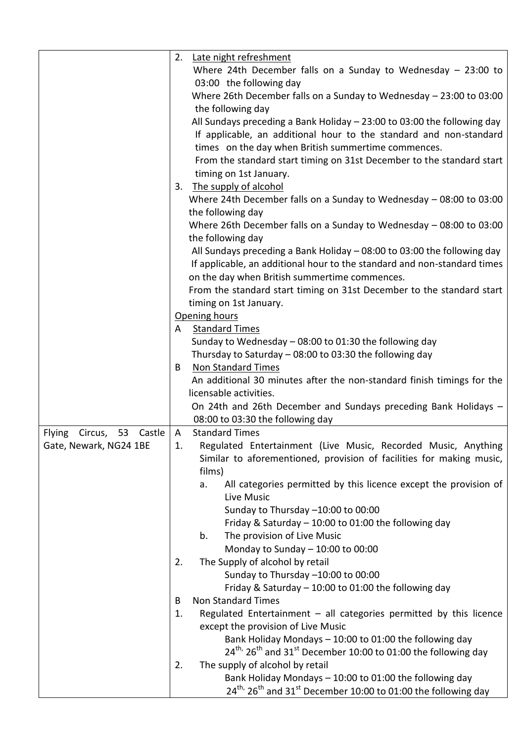| | |
|---|---|
| | 2. Late night refreshment<br>Where 24th December falls on a Sunday to Wednesday – 23:00 to 03:00 the following day<br>Where 26th December falls on a Sunday to Wednesday – 23:00 to 03:00 the following day<br>All Sundays preceding a Bank Holiday – 23:00 to 03:00 the following day<br>If applicable, an additional hour to the standard and non-standard times on the day when British summertime commences.<br>From the standard start timing on 31st December to the standard start timing on 1st January.<br>3. The supply of alcohol<br>Where 24th December falls on a Sunday to Wednesday – 08:00 to 03:00 the following day<br>Where 26th December falls on a Sunday to Wednesday – 08:00 to 03:00 the following day<br>All Sundays preceding a Bank Holiday – 08:00 to 03:00 the following day<br>If applicable, an additional hour to the standard and non-standard times on the day when British summertime commences.<br>From the standard start timing on 31st December to the standard start timing on 1st January.<br>Opening hours<br>A Standard Times<br>Sunday to Wednesday – 08:00 to 01:30 the following day<br>Thursday to Saturday – 08:00 to 03:30 the following day<br>B Non Standard Times<br>An additional 30 minutes after the non-standard finish timings for the licensable activities.<br>On 24th and 26th December and Sundays preceding Bank Holidays – 08:00 to 03:30 the following day |
| Flying Circus, 53 Castle Gate, Newark, NG24 1BE | A Standard Times<br>1. Regulated Entertainment (Live Music, Recorded Music, Anything Similar to aforementioned, provision of facilities for making music, films)<br>a. All categories permitted by this licence except the provision of Live Music<br>Sunday to Thursday –10:00 to 00:00<br>Friday & Saturday – 10:00 to 01:00 the following day<br>b. The provision of Live Music<br>Monday to Sunday – 10:00 to 00:00<br>2. The Supply of alcohol by retail<br>Sunday to Thursday –10:00 to 00:00<br>Friday & Saturday – 10:00 to 01:00 the following day<br>B Non Standard Times<br>1. Regulated Entertainment – all categories permitted by this licence except the provision of Live Music<br>Bank Holiday Mondays – 10:00 to 01:00 the following day<br>24th, 26th and 31st December 10:00 to 01:00 the following day<br>2. The supply of alcohol by retail<br>Bank Holiday Mondays – 10:00 to 01:00 the following day<br>24th, 26th and 31st December 10:00 to 01:00 the following day |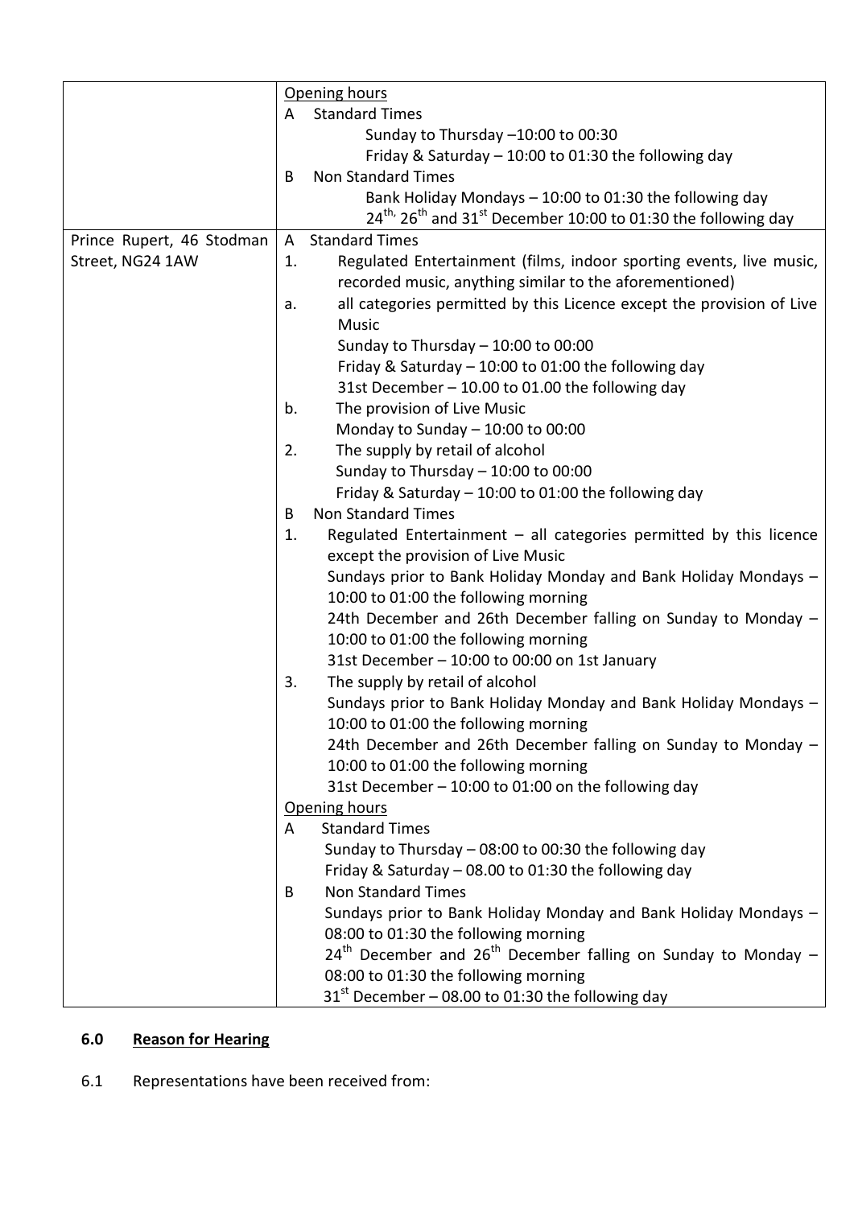| | |
|---|---|
| | <u>Opening hours</u><br>A Standard Times<br>Sunday to Thursday –10:00 to 00:30<br>Friday & Saturday – 10:00 to 01:30 the following day<br>B Non Standard Times<br>Bank Holiday Mondays – 10:00 to 01:30 the following day<br>24th, 26th and 31st December 10:00 to 01:30 the following day |
| Prince Rupert, 46 Stodman Street, NG24 1AW | A Standard Times<br>1. Regulated Entertainment (films, indoor sporting events, live music, recorded music, anything similar to the aforementioned)<br>a. all categories permitted by this Licence except the provision of Live Music<br>Sunday to Thursday – 10:00 to 00:00<br>Friday & Saturday – 10:00 to 01:00 the following day<br>31st December – 10.00 to 01.00 the following day<br>b. The provision of Live Music<br>Monday to Sunday – 10:00 to 00:00<br>2. The supply by retail of alcohol<br>Sunday to Thursday – 10:00 to 00:00<br>Friday & Saturday – 10:00 to 01:00 the following day<br>B Non Standard Times<br>1. Regulated Entertainment – all categories permitted by this licence except the provision of Live Music<br>Sundays prior to Bank Holiday Monday and Bank Holiday Mondays – 10:00 to 01:00 the following morning<br>24th December and 26th December falling on Sunday to Monday – 10:00 to 01:00 the following morning<br>31st December – 10:00 to 00:00 on 1st January<br>3. The supply by retail of alcohol<br>Sundays prior to Bank Holiday Monday and Bank Holiday Mondays – 10:00 to 01:00 the following morning<br>24th December and 26th December falling on Sunday to Monday – 10:00 to 01:00 the following morning<br>31st December – 10:00 to 01:00 on the following day<br><u>Opening hours</u><br>A Standard Times<br>Sunday to Thursday – 08:00 to 00:30 the following day<br>Friday & Saturday – 08.00 to 01:30 the following day<br>B Non Standard Times<br>Sundays prior to Bank Holiday Monday and Bank Holiday Mondays – 08:00 to 01:30 the following morning<br>24th December and 26th December falling on Sunday to Monday – 08:00 to 01:30 the following morning<br>31st December – 08.00 to 01:30 the following day |

## 6.0 Reason for Hearing

6.1 Representations have been received from: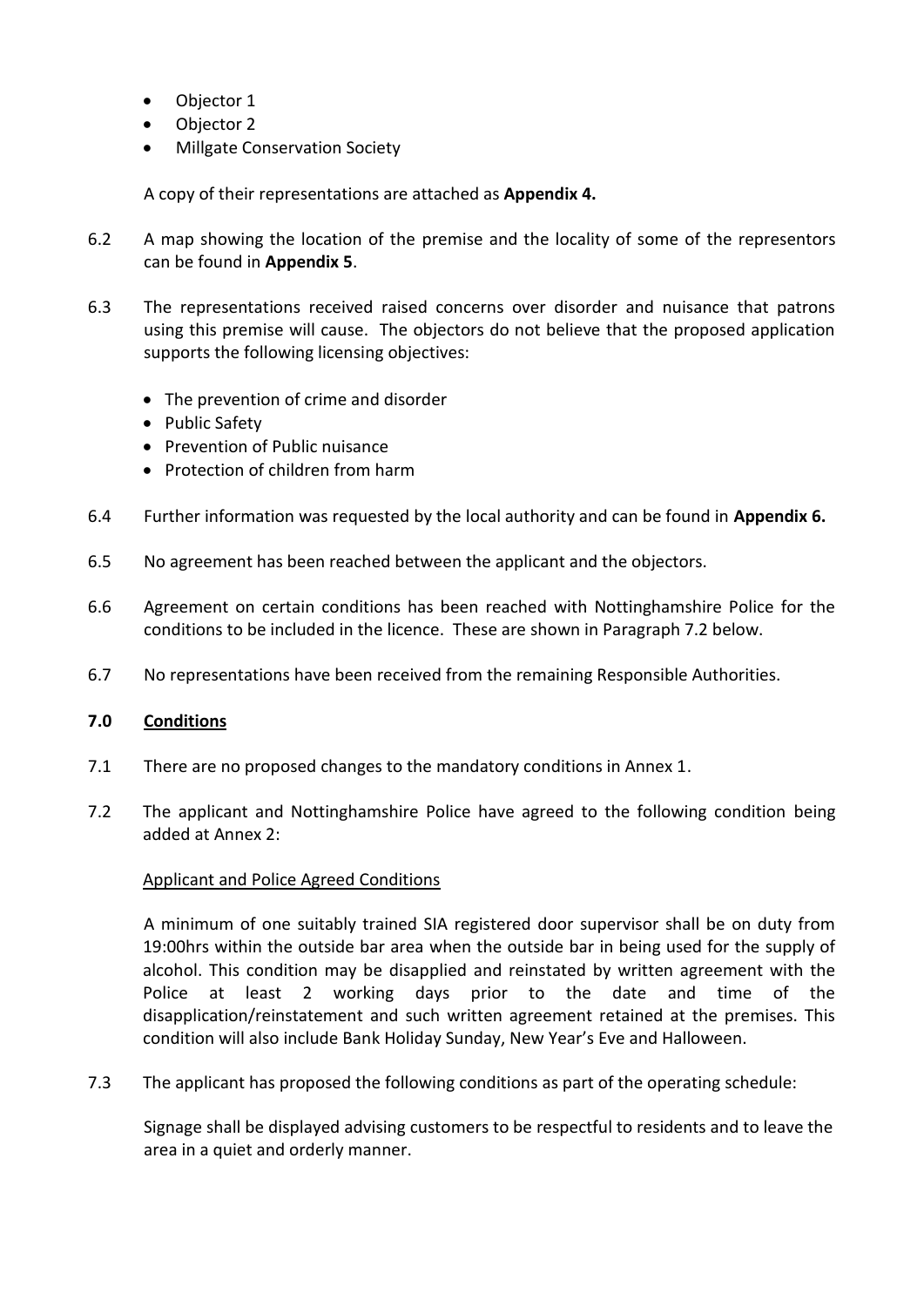- Objector 1
- Objector 2
- Millgate Conservation Society

A copy of their representations are attached as **Appendix 4.**

6.2 A map showing the location of the premise and the locality of some of the representors can be found in **Appendix 5**.

6.3 The representations received raised concerns over disorder and nuisance that patrons using this premise will cause. The objectors do not believe that the proposed application supports the following licensing objectives:

- The prevention of crime and disorder
- Public Safety
- Prevention of Public nuisance
- Protection of children from harm

6.4 Further information was requested by the local authority and can be found in **Appendix 6.**

6.5 No agreement has been reached between the applicant and the objectors.

6.6 Agreement on certain conditions has been reached with Nottinghamshire Police for the conditions to be included in the licence. These are shown in Paragraph 7.2 below.

6.7 No representations have been received from the remaining Responsible Authorities.

## 7.0 Conditions

7.1 There are no proposed changes to the mandatory conditions in Annex 1.

7.2 The applicant and Nottinghamshire Police have agreed to the following condition being added at Annex 2:

Applicant and Police Agreed Conditions

A minimum of one suitably trained SIA registered door supervisor shall be on duty from 19:00hrs within the outside bar area when the outside bar in being used for the supply of alcohol. This condition may be disapplied and reinstated by written agreement with the Police at least 2 working days prior to the date and time of the disapplication/reinstatement and such written agreement retained at the premises. This condition will also include Bank Holiday Sunday, New Year's Eve and Halloween.

7.3 The applicant has proposed the following conditions as part of the operating schedule:

Signage shall be displayed advising customers to be respectful to residents and to leave the area in a quiet and orderly manner.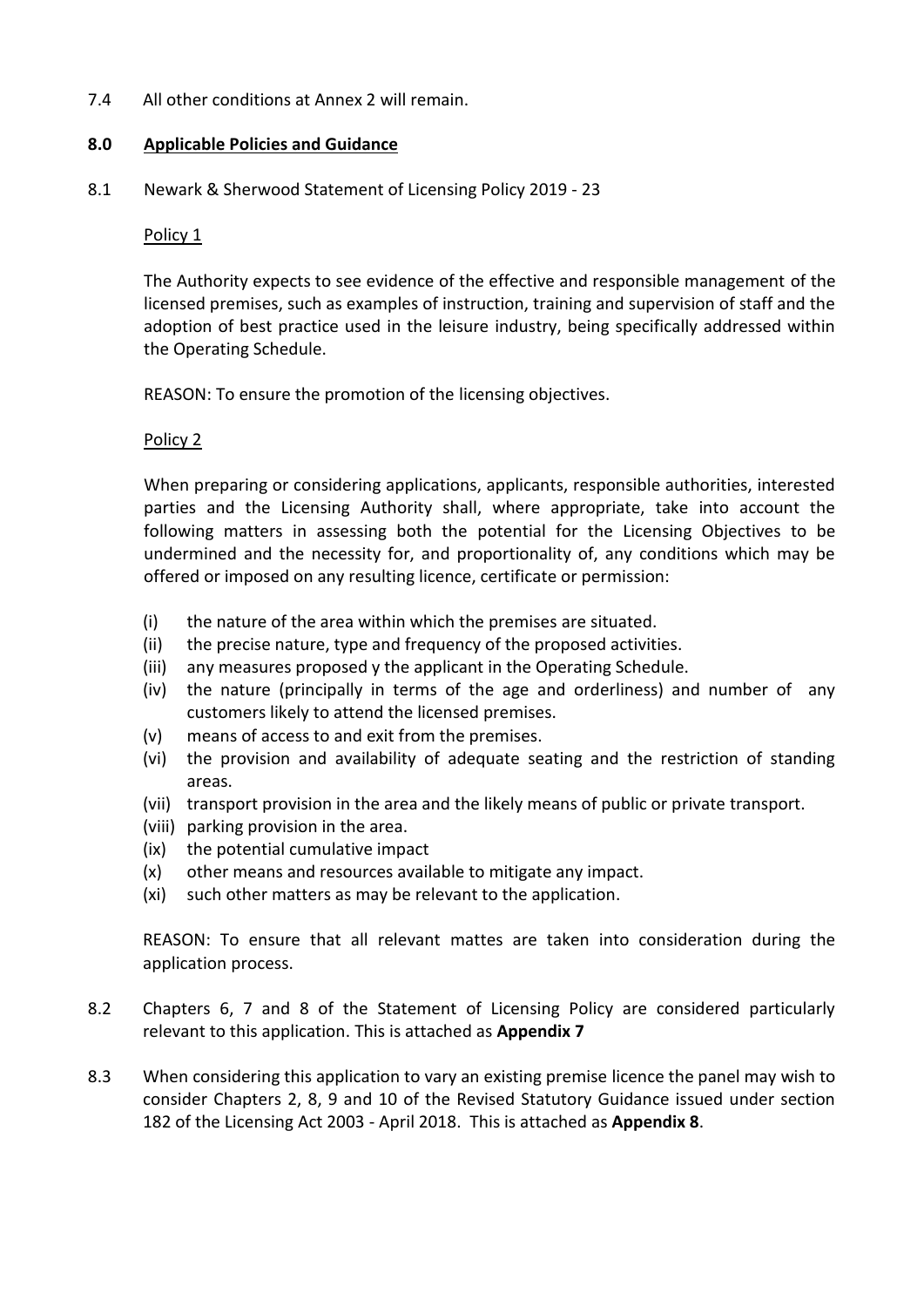7.4 All other conditions at Annex 2 will remain.

## 8.0 Applicable Policies and Guidance

8.1 Newark & Sherwood Statement of Licensing Policy 2019 - 23

Policy 1

The Authority expects to see evidence of the effective and responsible management of the licensed premises, such as examples of instruction, training and supervision of staff and the adoption of best practice used in the leisure industry, being specifically addressed within the Operating Schedule.

REASON: To ensure the promotion of the licensing objectives.

Policy 2

When preparing or considering applications, applicants, responsible authorities, interested parties and the Licensing Authority shall, where appropriate, take into account the following matters in assessing both the potential for the Licensing Objectives to be undermined and the necessity for, and proportionality of, any conditions which may be offered or imposed on any resulting licence, certificate or permission:

- (i) the nature of the area within which the premises are situated.
- (ii) the precise nature, type and frequency of the proposed activities.
- (iii) any measures proposed y the applicant in the Operating Schedule.
- (iv) the nature (principally in terms of the age and orderliness) and number of any customers likely to attend the licensed premises.
- (v) means of access to and exit from the premises.
- (vi) the provision and availability of adequate seating and the restriction of standing areas.
- (vii) transport provision in the area and the likely means of public or private transport.
- (viii) parking provision in the area.
- (ix) the potential cumulative impact
- (x) other means and resources available to mitigate any impact.
- (xi) such other matters as may be relevant to the application.

REASON: To ensure that all relevant mattes are taken into consideration during the application process.

8.2 Chapters 6, 7 and 8 of the Statement of Licensing Policy are considered particularly relevant to this application. This is attached as **Appendix 7**

8.3 When considering this application to vary an existing premise licence the panel may wish to consider Chapters 2, 8, 9 and 10 of the Revised Statutory Guidance issued under section 182 of the Licensing Act 2003 - April 2018. This is attached as **Appendix 8**.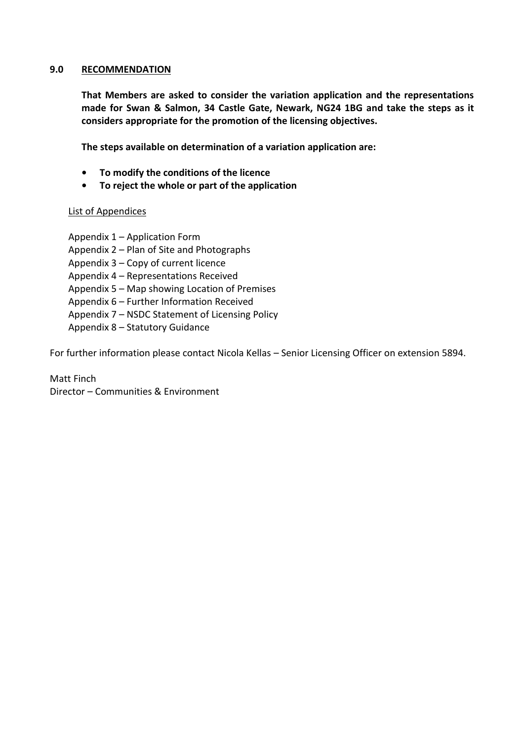## 9.0 RECOMMENDATION

**That Members are asked to consider the variation application and the representations made for Swan & Salmon, 34 Castle Gate, Newark, NG24 1BG and take the steps as it considers appropriate for the promotion of the licensing objectives.**

**The steps available on determination of a variation application are:**

- **To modify the conditions of the licence**
- **To reject the whole or part of the application**

List of Appendices

Appendix 1 – Application Form
Appendix 2 – Plan of Site and Photographs
Appendix 3 – Copy of current licence
Appendix 4 – Representations Received
Appendix 5 – Map showing Location of Premises
Appendix 6 – Further Information Received
Appendix 7 – NSDC Statement of Licensing Policy
Appendix 8 – Statutory Guidance

For further information please contact Nicola Kellas – Senior Licensing Officer on extension 5894.

Matt Finch
Director – Communities & Environment